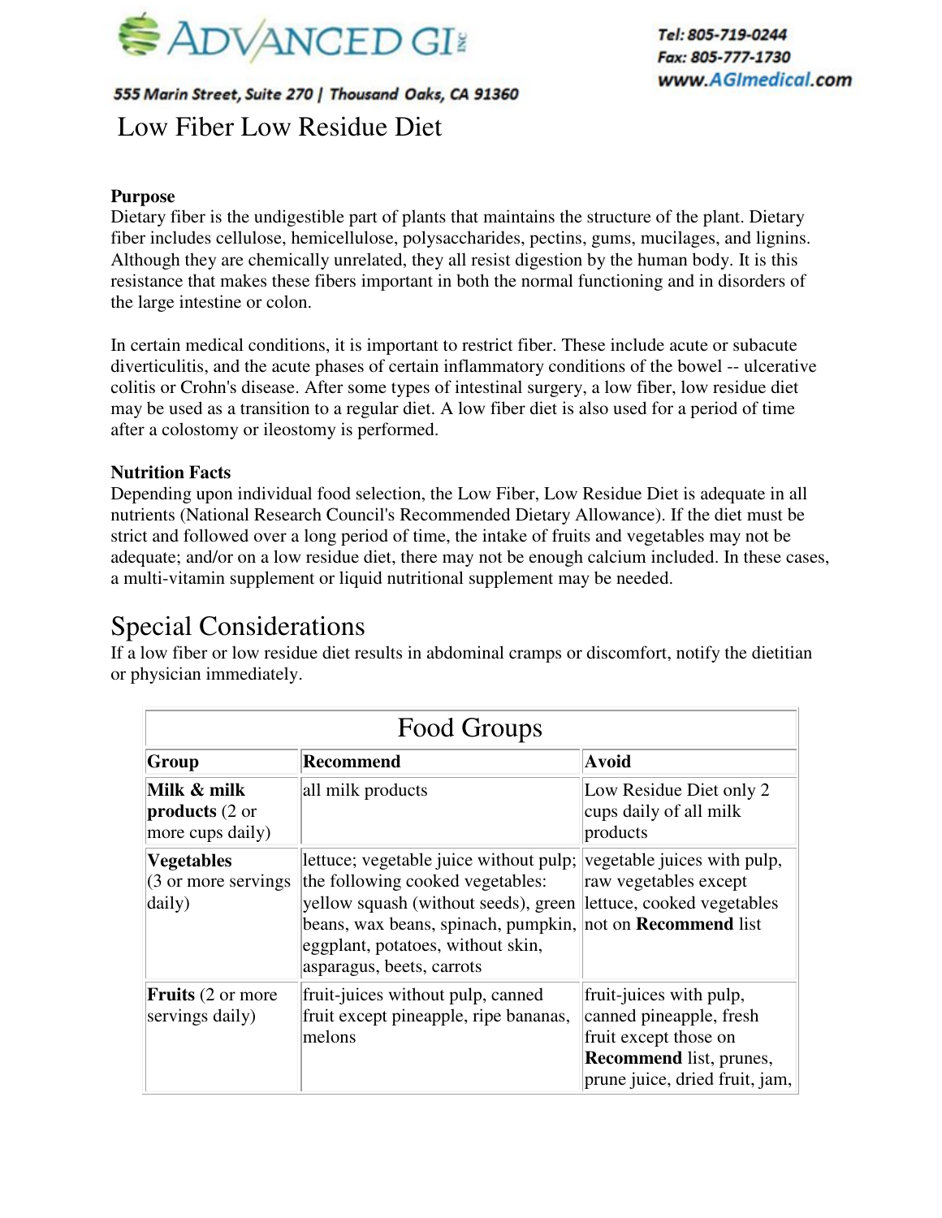Advanced GI

555 Marin Street, Suite 270 | Thousand Oaks, CA 91360

Tel: 805-719-0244
Fax: 805-777-1730
www.AGImedical.com

# Low Fiber Low Residue Diet

**Purpose**

Dietary fiber is the undigestible part of plants that maintains the structure of the plant. Dietary fiber includes cellulose, hemicellulose, polysaccharides, pectins, gums, mucilages, and lignins. Although they are chemically unrelated, they all resist digestion by the human body. It is this resistance that makes these fibers important in both the normal functioning and in disorders of the large intestine or colon.

In certain medical conditions, it is important to restrict fiber. These include acute or subacute diverticulitis, and the acute phases of certain inflammatory conditions of the bowel -- ulcerative colitis or Crohn's disease. After some types of intestinal surgery, a low fiber, low residue diet may be used as a transition to a regular diet. A low fiber diet is also used for a period of time after a colostomy or ileostomy is performed.

**Nutrition Facts**

Depending upon individual food selection, the Low Fiber, Low Residue Diet is adequate in all nutrients (National Research Council's Recommended Dietary Allowance). If the diet must be strict and followed over a long period of time, the intake of fruits and vegetables may not be adequate; and/or on a low residue diet, there may not be enough calcium included. In these cases, a multi-vitamin supplement or liquid nutritional supplement may be needed.

## Special Considerations

If a low fiber or low residue diet results in abdominal cramps or discomfort, notify the dietitian or physician immediately.

| Food Groups | | |
|---|---|---|
| **Group** | **Recommend** | **Avoid** |
| **Milk & milk products** (2 or more cups daily) | all milk products | Low Residue Diet only 2 cups daily of all milk products |
| **Vegetables** (3 or more servings daily) | lettuce; vegetable juice without pulp; the following cooked vegetables: yellow squash (without seeds), green beans, wax beans, spinach, pumpkin, eggplant, potatoes, without skin, asparagus, beets, carrots | vegetable juices with pulp, raw vegetables except lettuce, cooked vegetables not on **Recommend** list |
| **Fruits** (2 or more servings daily) | fruit-juices without pulp, canned fruit except pineapple, ripe bananas, melons | fruit-juices with pulp, canned pineapple, fresh fruit except those on **Recommend** list, prunes, prune juice, dried fruit, jam, |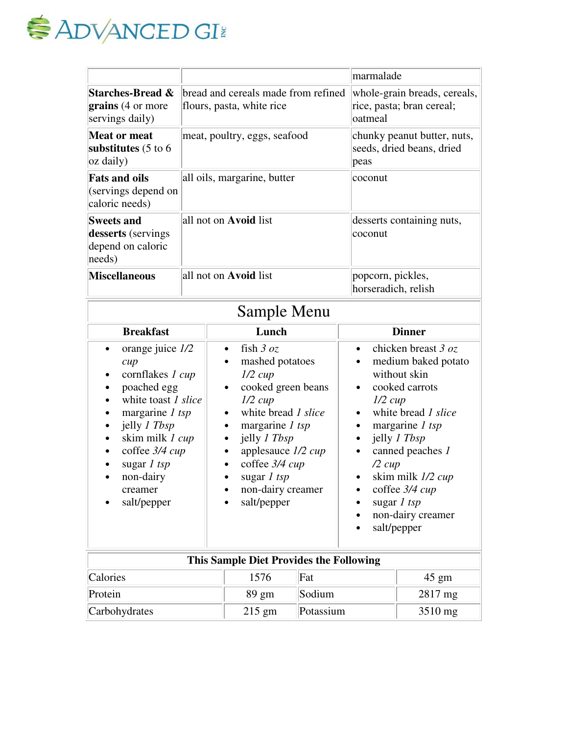| | | |
|---|---|---|
| | | marmalade |
| **Starches-Bread & grains** (4 or more servings daily) | bread and cereals made from refined flours, pasta, white rice | whole-grain breads, cereals, rice, pasta; bran cereal; oatmeal |
| **Meat or meat substitutes** (5 to 6 oz daily) | meat, poultry, eggs, seafood | chunky peanut butter, nuts, seeds, dried beans, dried peas |
| **Fats and oils** (servings depend on caloric needs) | all oils, margarine, butter | coconut |
| **Sweets and desserts** (servings depend on caloric needs) | all not on **Avoid** list | desserts containing nuts, coconut |
| **Miscellaneous** | all not on **Avoid** list | popcorn, pickles, horseradich, relish |

## Sample Menu

| Breakfast | Lunch | Dinner |
|---|---|---|
| • orange juice *1/2 cup*<br>• cornflakes *1 cup*<br>• poached egg<br>• white toast *1 slice*<br>• margarine *1 tsp*<br>• jelly *1 Tbsp*<br>• skim milk *1 cup*<br>• coffee *3/4 cup*<br>• sugar *1 tsp*<br>• non-dairy creamer<br>• salt/pepper | • fish *3 oz*<br>• mashed potatoes *1/2 cup*<br>• cooked green beans *1/2 cup*<br>• white bread *1 slice*<br>• margarine *1 tsp*<br>• jelly *1 Tbsp*<br>• applesauce *1/2 cup*<br>• coffee *3/4 cup*<br>• sugar *1 tsp*<br>• non-dairy creamer<br>• salt/pepper | • chicken breast *3 oz*<br>• medium baked potato without skin<br>• cooked carrots *1/2 cup*<br>• white bread *1 slice*<br>• margarine *1 tsp*<br>• jelly *1 Tbsp*<br>• canned peaches *1 /2 cup*<br>• skim milk *1/2 cup*<br>• coffee *3/4 cup*<br>• sugar *1 tsp*<br>• non-dairy creamer<br>• salt/pepper |

| This Sample Diet Provides the Following | | | |
|---|---|---|---|
| Calories | 1576 | Fat | 45 gm |
| Protein | 89 gm | Sodium | 2817 mg |
| Carbohydrates | 215 gm | Potassium | 3510 mg |